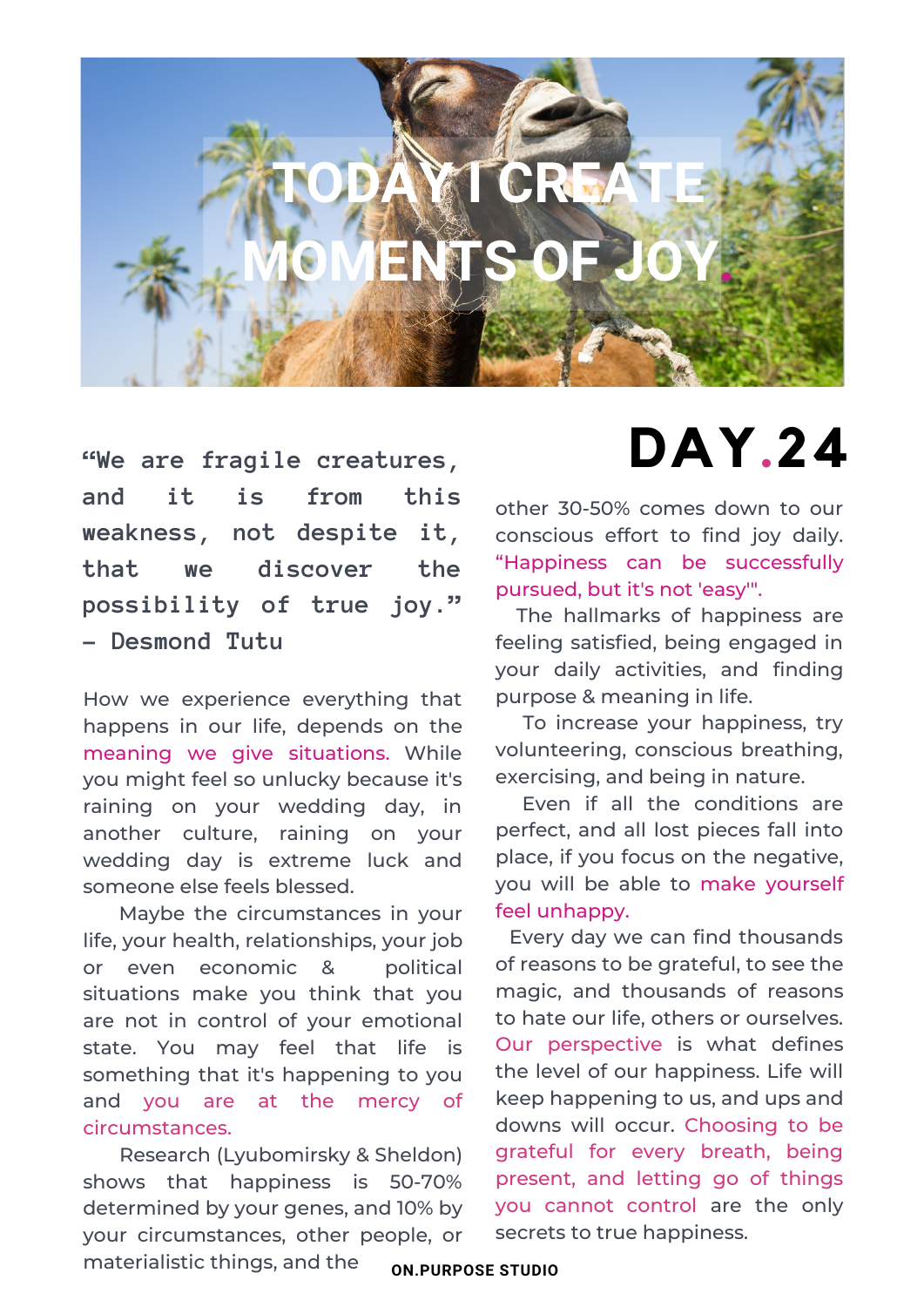# TODAY I CREATE MOMENTS OF JOY.

## DAY.24

**“We are fragile creatures, and it is from this weakness, not despite it, that we discover the possibility of true joy.” - Desmond Tutu**

How we experience everything that happens in our life, depends on the meaning we give situations. While you might feel so unlucky because it's raining on your wedding day, in another culture, raining on your wedding day is extreme luck and someone else feels blessed.

Maybe the circumstances in your life, your health, relationships, your job or even economic & political situations make you think that you are not in control of your emotional state. You may feel that life is something that it's happening to you and you are at the mercy of circumstances.

Research (Lyubomirsky & Sheldon) shows that happiness is 50-70% determined by your genes, and 10% by your circumstances, other people, or materialistic things, and the other 30-50% comes down to our conscious effort to find joy daily. “Happiness can be successfully pursued, but it's not 'easy'".

The hallmarks of happiness are feeling satisfied, being engaged in your daily activities, and finding purpose & meaning in life.

To increase your happiness, try volunteering, conscious breathing, exercising, and being in nature.

Even if all the conditions are perfect, and all lost pieces fall into place, if you focus on the negative, you will be able to make yourself feel unhappy.

Every day we can find thousands of reasons to be grateful, to see the magic, and thousands of reasons to hate our life, others or ourselves. Our perspective is what defines the level of our happiness. Life will keep happening to us, and ups and downs will occur. Choosing to be grateful for every breath, being present, and letting go of things you cannot control are the only secrets to true happiness.

ON.PURPOSE STUDIO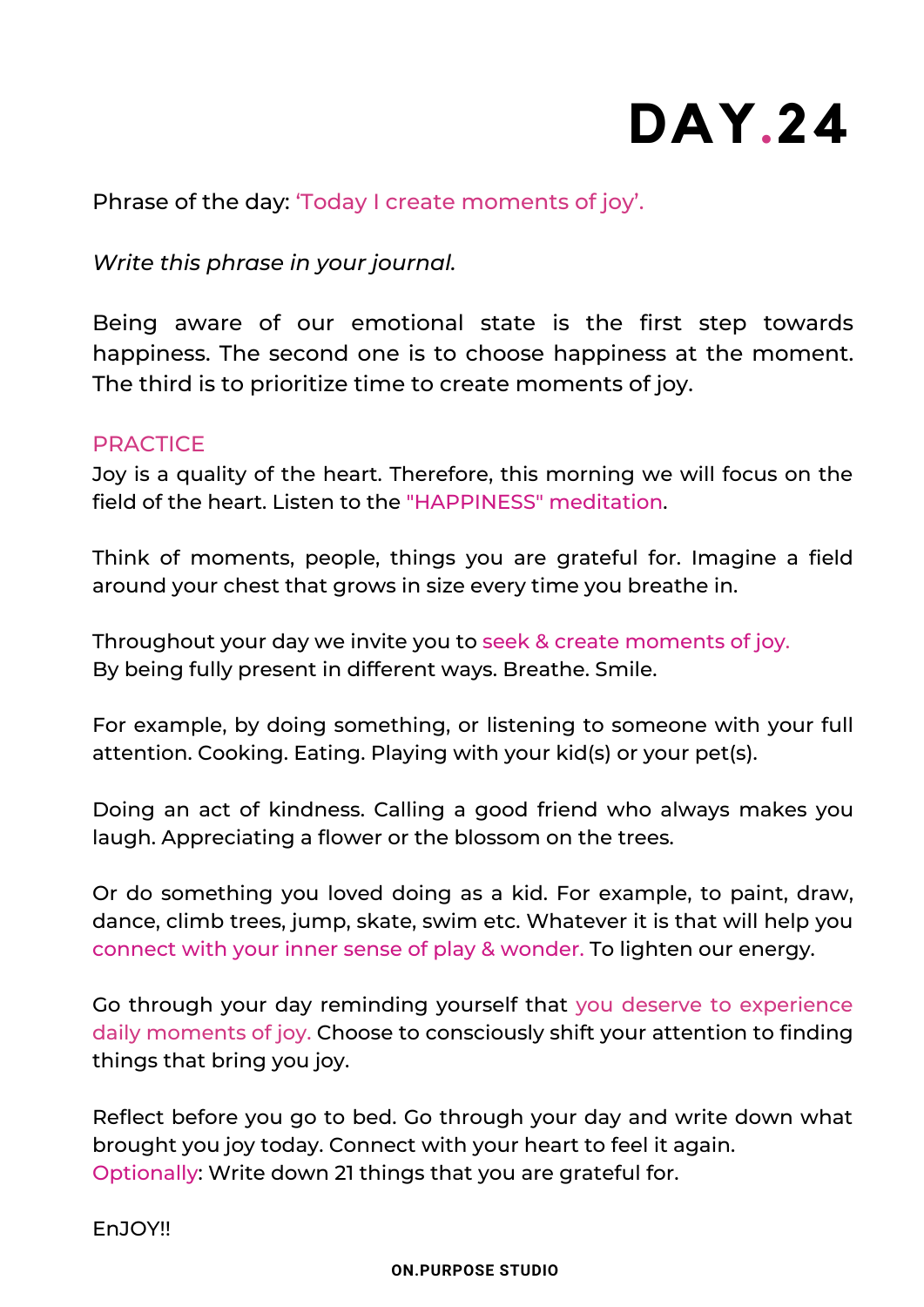# DAY.24

Phrase of the day: 'Today I create moments of joy'.

*Write this phrase in your journal.*

Being aware of our emotional state is the first step towards happiness. The second one is to choose happiness at the moment. The third is to prioritize time to create moments of joy.

PRACTICE

Joy is a quality of the heart. Therefore, this morning we will focus on the field of the heart. Listen to the "HAPPINESS" meditation.

Think of moments, people, things you are grateful for. Imagine a field around your chest that grows in size every time you breathe in.

Throughout your day we invite you to seek & create moments of joy.
By being fully present in different ways. Breathe. Smile.

For example, by doing something, or listening to someone with your full attention. Cooking. Eating. Playing with your kid(s) or your pet(s).

Doing an act of kindness. Calling a good friend who always makes you laugh. Appreciating a flower or the blossom on the trees.

Or do something you loved doing as a kid. For example, to paint, draw, dance, climb trees, jump, skate, swim etc. Whatever it is that will help you connect with your inner sense of play & wonder. To lighten our energy.

Go through your day reminding yourself that you deserve to experience daily moments of joy. Choose to consciously shift your attention to finding things that bring you joy.

Reflect before you go to bed. Go through your day and write down what brought you joy today. Connect with your heart to feel it again.
Optionally: Write down 21 things that you are grateful for.

EnJOY!!

ON.PURPOSE STUDIO